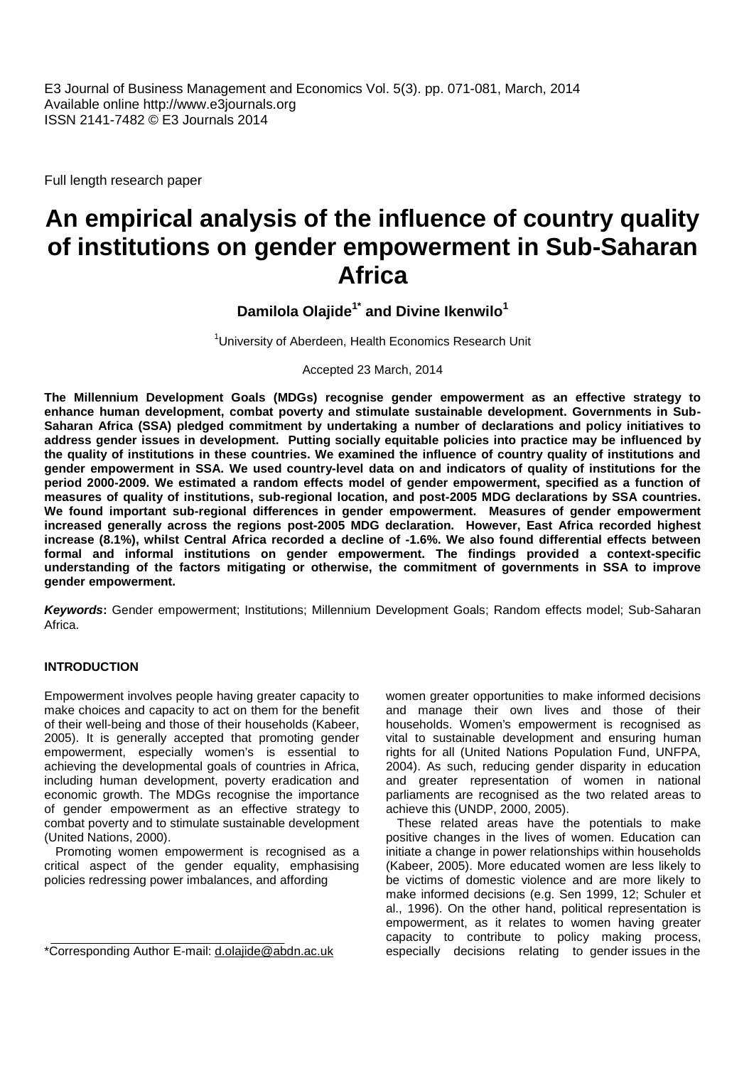E3 Journal of Business Management and Economics Vol. 5(3). pp. 071-081, March, 2014
Available online http://www.e3journals.org
ISSN 2141-7482 © E3 Journals 2014

Full length research paper

# An empirical analysis of the influence of country quality of institutions on gender empowerment in Sub-Saharan Africa

**Damilola Olajide[1*] and Divine Ikenwilo[1]**

[1]University of Aberdeen, Health Economics Research Unit

Accepted 23 March, 2014

**The Millennium Development Goals (MDGs) recognise gender empowerment as an effective strategy to enhance human development, combat poverty and stimulate sustainable development. Governments in Sub-Saharan Africa (SSA) pledged commitment by undertaking a number of declarations and policy initiatives to address gender issues in development. Putting socially equitable policies into practice may be influenced by the quality of institutions in these countries. We examined the influence of country quality of institutions and gender empowerment in SSA. We used country-level data on and indicators of quality of institutions for the period 2000-2009. We estimated a random effects model of gender empowerment, specified as a function of measures of quality of institutions, sub-regional location, and post-2005 MDG declarations by SSA countries. We found important sub-regional differences in gender empowerment. Measures of gender empowerment increased generally across the regions post-2005 MDG declaration. However, East Africa recorded highest increase (8.1%), whilst Central Africa recorded a decline of -1.6%. We also found differential effects between formal and informal institutions on gender empowerment. The findings provided a context-specific understanding of the factors mitigating or otherwise, the commitment of governments in SSA to improve gender empowerment.**

***Keywords*:** Gender empowerment; Institutions; Millennium Development Goals; Random effects model; Sub-Saharan Africa.

## INTRODUCTION

Empowerment involves people having greater capacity to make choices and capacity to act on them for the benefit of their well-being and those of their households (Kabeer, 2005). It is generally accepted that promoting gender empowerment, especially women's is essential to achieving the developmental goals of countries in Africa, including human development, poverty eradication and economic growth. The MDGs recognise the importance of gender empowerment as an effective strategy to combat poverty and to stimulate sustainable development (United Nations, 2000).

Promoting women empowerment is recognised as a critical aspect of the gender equality, emphasising policies redressing power imbalances, and affording women greater opportunities to make informed decisions and manage their own lives and those of their households. Women's empowerment is recognised as vital to sustainable development and ensuring human rights for all (United Nations Population Fund, UNFPA, 2004). As such, reducing gender disparity in education and greater representation of women in national parliaments are recognised as the two related areas to achieve this (UNDP, 2000, 2005).

These related areas have the potentials to make positive changes in the lives of women. Education can initiate a change in power relationships within households (Kabeer, 2005). More educated women are less likely to be victims of domestic violence and are more likely to make informed decisions (e.g. Sen 1999, 12; Schuler et al., 1996). On the other hand, political representation is empowerment, as it relates to women having greater capacity to contribute to policy making process, especially decisions relating to gender issues in the

*Corresponding Author E-mail: d.olajide@abdn.ac.uk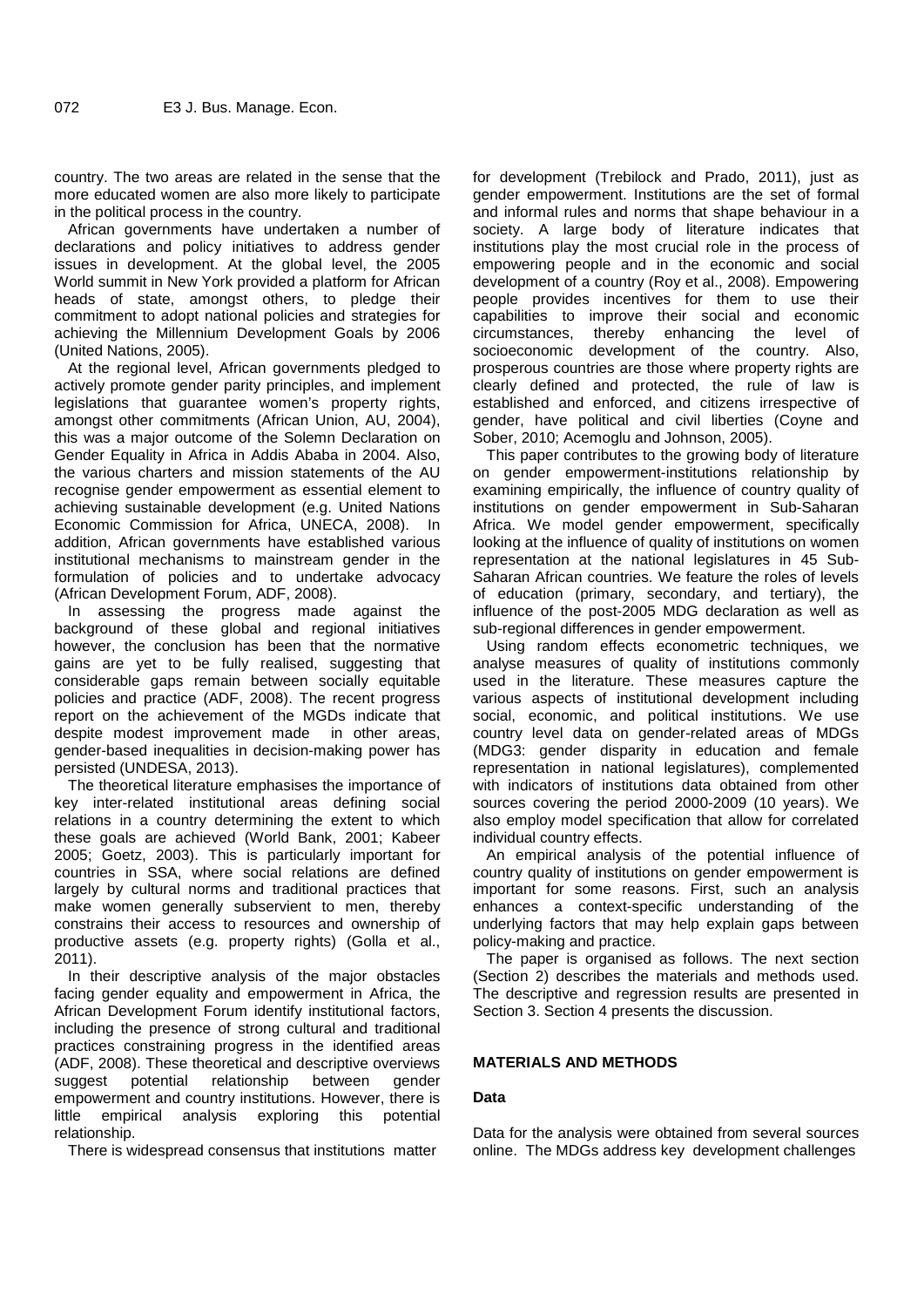country. The two areas are related in the sense that the more educated women are also more likely to participate in the political process in the country.

African governments have undertaken a number of declarations and policy initiatives to address gender issues in development. At the global level, the 2005 World summit in New York provided a platform for African heads of state, amongst others, to pledge their commitment to adopt national policies and strategies for achieving the Millennium Development Goals by 2006 (United Nations, 2005).

At the regional level, African governments pledged to actively promote gender parity principles, and implement legislations that guarantee women's property rights, amongst other commitments (African Union, AU, 2004), this was a major outcome of the Solemn Declaration on Gender Equality in Africa in Addis Ababa in 2004. Also, the various charters and mission statements of the AU recognise gender empowerment as essential element to achieving sustainable development (e.g. United Nations Economic Commission for Africa, UNECA, 2008). In addition, African governments have established various institutional mechanisms to mainstream gender in the formulation of policies and to undertake advocacy (African Development Forum, ADF, 2008).

In assessing the progress made against the background of these global and regional initiatives however, the conclusion has been that the normative gains are yet to be fully realised, suggesting that considerable gaps remain between socially equitable policies and practice (ADF, 2008). The recent progress report on the achievement of the MGDs indicate that despite modest improvement made in other areas, gender-based inequalities in decision-making power has persisted (UNDESA, 2013).

The theoretical literature emphasises the importance of key inter-related institutional areas defining social relations in a country determining the extent to which these goals are achieved (World Bank, 2001; Kabeer 2005; Goetz, 2003). This is particularly important for countries in SSA, where social relations are defined largely by cultural norms and traditional practices that make women generally subservient to men, thereby constrains their access to resources and ownership of productive assets (e.g. property rights) (Golla et al., 2011).

In their descriptive analysis of the major obstacles facing gender equality and empowerment in Africa, the African Development Forum identify institutional factors, including the presence of strong cultural and traditional practices constraining progress in the identified areas (ADF, 2008). These theoretical and descriptive overviews suggest potential relationship between gender empowerment and country institutions. However, there is little empirical analysis exploring this potential relationship.

There is widespread consensus that institutions matter for development (Trebilock and Prado, 2011), just as gender empowerment. Institutions are the set of formal and informal rules and norms that shape behaviour in a society. A large body of literature indicates that institutions play the most crucial role in the process of empowering people and in the economic and social development of a country (Roy et al., 2008). Empowering people provides incentives for them to use their capabilities to improve their social and economic circumstances, thereby enhancing the level of socioeconomic development of the country. Also, prosperous countries are those where property rights are clearly defined and protected, the rule of law is established and enforced, and citizens irrespective of gender, have political and civil liberties (Coyne and Sober, 2010; Acemoglu and Johnson, 2005).

This paper contributes to the growing body of literature on gender empowerment-institutions relationship by examining empirically, the influence of country quality of institutions on gender empowerment in Sub-Saharan Africa. We model gender empowerment, specifically looking at the influence of quality of institutions on women representation at the national legislatures in 45 Sub-Saharan African countries. We feature the roles of levels of education (primary, secondary, and tertiary), the influence of the post-2005 MDG declaration as well as sub-regional differences in gender empowerment.

Using random effects econometric techniques, we analyse measures of quality of institutions commonly used in the literature. These measures capture the various aspects of institutional development including social, economic, and political institutions. We use country level data on gender-related areas of MDGs (MDG3: gender disparity in education and female representation in national legislatures), complemented with indicators of institutions data obtained from other sources covering the period 2000-2009 (10 years). We also employ model specification that allow for correlated individual country effects.

An empirical analysis of the potential influence of country quality of institutions on gender empowerment is important for some reasons. First, such an analysis enhances a context-specific understanding of the underlying factors that may help explain gaps between policy-making and practice.

The paper is organised as follows. The next section (Section 2) describes the materials and methods used. The descriptive and regression results are presented in Section 3. Section 4 presents the discussion.

## MATERIALS AND METHODS

### Data

Data for the analysis were obtained from several sources online. The MDGs address key development challenges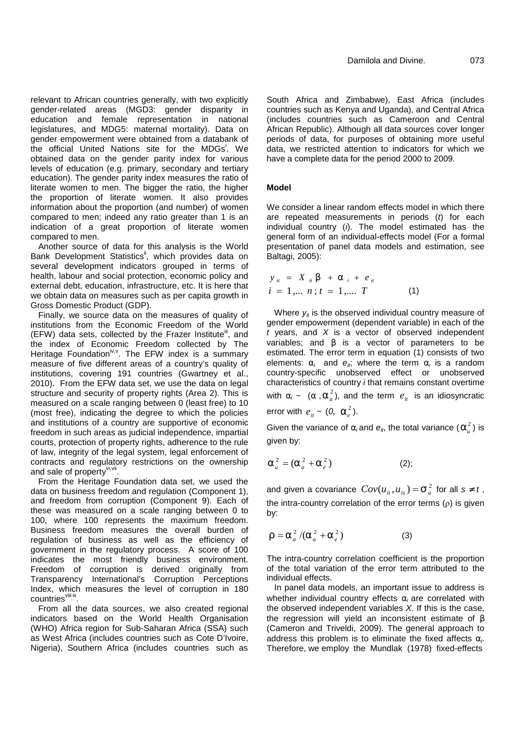relevant to African countries generally, with two explicitly gender-related areas (MGD3: gender disparity in education and female representation in national legislatures, and MDG5: maternal mortality). Data on gender empowerment were obtained from a databank of the official United Nations site for the MDGs[i]. We obtained data on the gender parity index for various levels of education (e.g. primary, secondary and tertiary education). The gender parity index measures the ratio of literate women to men. The bigger the ratio, the higher the proportion of literate women. It also provides information about the proportion (and number) of women compared to men; indeed any ratio greater than 1 is an indication of a great proportion of literate women compared to men.

Another source of data for this analysis is the World Bank Development Statistics[ii], which provides data on several development indicators grouped in terms of health, labour and social protection, economic policy and external debt, education, infrastructure, etc. It is here that we obtain data on measures such as per capita growth in Gross Domestic Product (GDP).

Finally, we source data on the measures of quality of institutions from the Economic Freedom of the World (EFW) data sets, collected by the Frazer Institute[iii], and the index of Economic Freedom collected by The Heritage Foundation[iv,v]. The EFW index is a summary measure of five different areas of a country's quality of institutions, covering 191 countries (Gwartney et al., 2010). From the EFW data set, we use the data on legal structure and security of property rights (Area 2). This is measured on a scale ranging between 0 (least free) to 10 (most free), indicating the degree to which the policies and institutions of a country are supportive of economic freedom in such areas as judicial independence, impartial courts, protection of property rights, adherence to the rule of law, integrity of the legal system, legal enforcement of contracts and regulatory restrictions on the ownership and sale of property[vi,vii].

From the Heritage Foundation data set, we used the data on business freedom and regulation (Component 1), and freedom from corruption (Component 9). Each of these was measured on a scale ranging between 0 to 100, where 100 represents the maximum freedom. Business freedom measures the overall burden of regulation of business as well as the efficiency of government in the regulatory process. A score of 100 indicates the most friendly business environment. Freedom of corruption is derived originally from Transparency International's Corruption Perceptions Index, which measures the level of corruption in 180 countries[viii,ix].

From all the data sources, we also created regional indicators based on the World Health Organisation (WHO) Africa region for Sub-Saharan Africa (SSA) such as West Africa (includes countries such as Cote D'Ivoire, Nigeria), Southern Africa (includes countries such as South Africa and Zimbabwe), East Africa (includes countries such as Kenya and Uganda), and Central Africa (includes countries such as Cameroon and Central African Republic). Although all data sources cover longer periods of data, for purposes of obtaining more useful data, we restricted attention to indicators for which we have a complete data for the period 2000 to 2009.

### Model

We consider a linear random effects model in which there are repeated measurements in periods ($t$) for each individual country ($i$). The model estimated has the general form of an individual-effects model (For a formal presentation of panel data models and estimation, see Baltagi, 2005):

$$y_{it} = X_{it}\beta + \alpha_i + e_{it}$$
$$i = 1,\ldots n; t = 1,\ldots. T \qquad (1)$$

Where $y_{it}$ is the observed individual country measure of gender empowerment (dependent variable) in each of the $t$ years, and $X$ is a vector of observed independent variables; and $\beta$ is a vector of parameters to be estimated. The error term in equation (1) consists of two elements: $\alpha_i$ and $e_{it}$; where the term $\alpha_i$ is a random country-specific unobserved effect or unobserved characteristics of country $i$ that remains constant overtime with $\alpha_i \sim (\alpha, \alpha_a^2)$, and the term $e_{it}$ is an idiosyncratic error with $e_{it} \sim (0, \alpha_e^2)$.

Given the variance of $\alpha_i$ and $e_{it}$, the total variance ($\alpha_u^2$) is given by:

$$\alpha_u^2 = (\alpha_a^2 + \alpha_e^2) \qquad (2);$$

and given a covariance $Cov(u_{it}, u_{is}) = \sigma_a^2$ for all $s \neq t$, the intra-country correlation of the error terms ($\rho$) is given by:

$$\rho = \alpha_a^2 / (\alpha_a^2 + \alpha_e^2) \qquad (3)$$

The intra-country correlation coefficient is the proportion of the total variation of the error term attributed to the individual effects.

In panel data models, an important issue to address is whether individual country effects $\alpha_i$ are correlated with the observed independent variables $X$. If this is the case, the regression will yield an inconsistent estimate of $\beta$ (Cameron and Triveldi, 2009). The general approach to address this problem is to eliminate the fixed affects $\alpha_i$. Therefore, we employ the Mundlak (1978) fixed-effects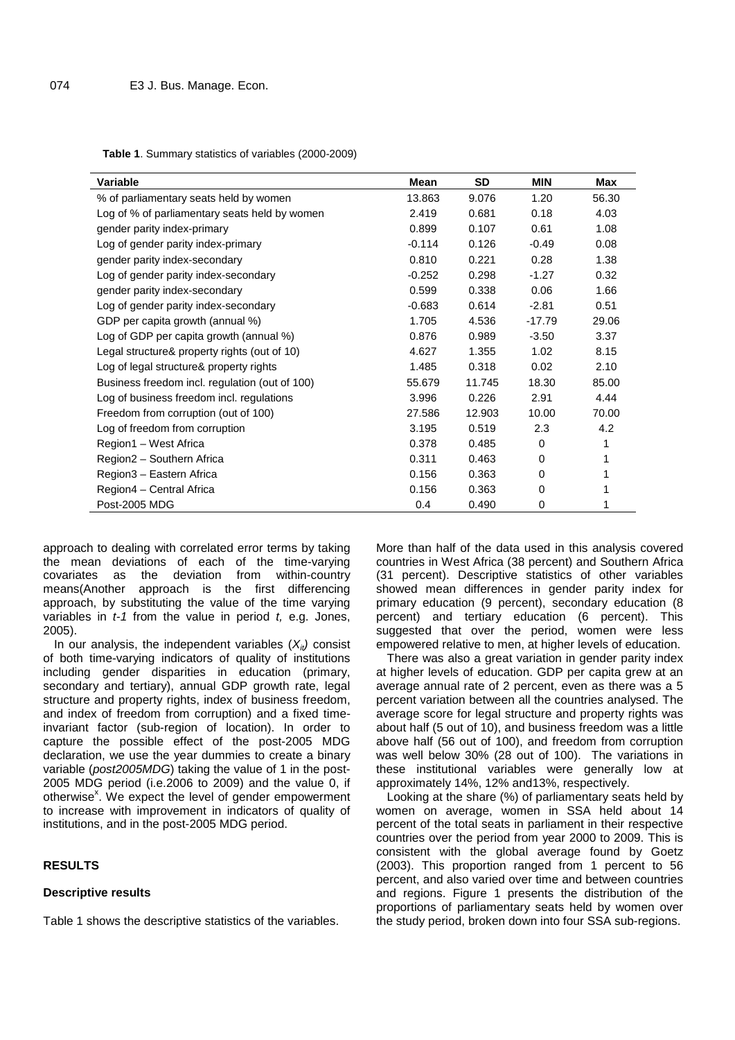**Table 1**. Summary statistics of variables (2000-2009)

| Variable | Mean | SD | MIN | Max |
|---|---|---|---|---|
| % of parliamentary seats held by women | 13.863 | 9.076 | 1.20 | 56.30 |
| Log of % of parliamentary seats held by women | 2.419 | 0.681 | 0.18 | 4.03 |
| gender parity index-primary | 0.899 | 0.107 | 0.61 | 1.08 |
| Log of gender parity index-primary | -0.114 | 0.126 | -0.49 | 0.08 |
| gender parity index-secondary | 0.810 | 0.221 | 0.28 | 1.38 |
| Log of gender parity index-secondary | -0.252 | 0.298 | -1.27 | 0.32 |
| gender parity index-secondary | 0.599 | 0.338 | 0.06 | 1.66 |
| Log of gender parity index-secondary | -0.683 | 0.614 | -2.81 | 0.51 |
| GDP per capita growth (annual %) | 1.705 | 4.536 | -17.79 | 29.06 |
| Log of GDP per capita growth (annual %) | 0.876 | 0.989 | -3.50 | 3.37 |
| Legal structure& property rights (out of 10) | 4.627 | 1.355 | 1.02 | 8.15 |
| Log of legal structure& property rights | 1.485 | 0.318 | 0.02 | 2.10 |
| Business freedom incl. regulation (out of 100) | 55.679 | 11.745 | 18.30 | 85.00 |
| Log of business freedom incl. regulations | 3.996 | 0.226 | 2.91 | 4.44 |
| Freedom from corruption (out of 100) | 27.586 | 12.903 | 10.00 | 70.00 |
| Log of freedom from corruption | 3.195 | 0.519 | 2.3 | 4.2 |
| Region1 – West Africa | 0.378 | 0.485 | 0 | 1 |
| Region2 – Southern Africa | 0.311 | 0.463 | 0 | 1 |
| Region3 – Eastern Africa | 0.156 | 0.363 | 0 | 1 |
| Region4 – Central Africa | 0.156 | 0.363 | 0 | 1 |
| Post-2005 MDG | 0.4 | 0.490 | 0 | 1 |

approach to dealing with correlated error terms by taking the mean deviations of each of the time-varying covariates as the deviation from within-country means(Another approach is the first differencing approach, by substituting the value of the time varying variables in *t-1* from the value in period *t,* e.g. Jones, 2005).

In our analysis, the independent variables ($X_{it}$) consist of both time-varying indicators of quality of institutions including gender disparities in education (primary, secondary and tertiary), annual GDP growth rate, legal structure and property rights, index of business freedom, and index of freedom from corruption) and a fixed time-invariant factor (sub-region of location). In order to capture the possible effect of the post-2005 MDG declaration, we use the year dummies to create a binary variable (*post2005MDG*) taking the value of 1 in the post-2005 MDG period (i.e.2006 to 2009) and the value 0, if otherwise[x]. We expect the level of gender empowerment to increase with improvement in indicators of quality of institutions, and in the post-2005 MDG period.

## RESULTS

### Descriptive results

Table 1 shows the descriptive statistics of the variables. More than half of the data used in this analysis covered countries in West Africa (38 percent) and Southern Africa (31 percent). Descriptive statistics of other variables showed mean differences in gender parity index for primary education (9 percent), secondary education (8 percent) and tertiary education (6 percent). This suggested that over the period, women were less empowered relative to men, at higher levels of education.

There was also a great variation in gender parity index at higher levels of education. GDP per capita grew at an average annual rate of 2 percent, even as there was a 5 percent variation between all the countries analysed. The average score for legal structure and property rights was about half (5 out of 10), and business freedom was a little above half (56 out of 100), and freedom from corruption was well below 30% (28 out of 100). The variations in these institutional variables were generally low at approximately 14%, 12% and13%, respectively.

Looking at the share (%) of parliamentary seats held by women on average, women in SSA held about 14 percent of the total seats in parliament in their respective countries over the period from year 2000 to 2009. This is consistent with the global average found by Goetz (2003). This proportion ranged from 1 percent to 56 percent, and also varied over time and between countries and regions. Figure 1 presents the distribution of the proportions of parliamentary seats held by women over the study period, broken down into four SSA sub-regions.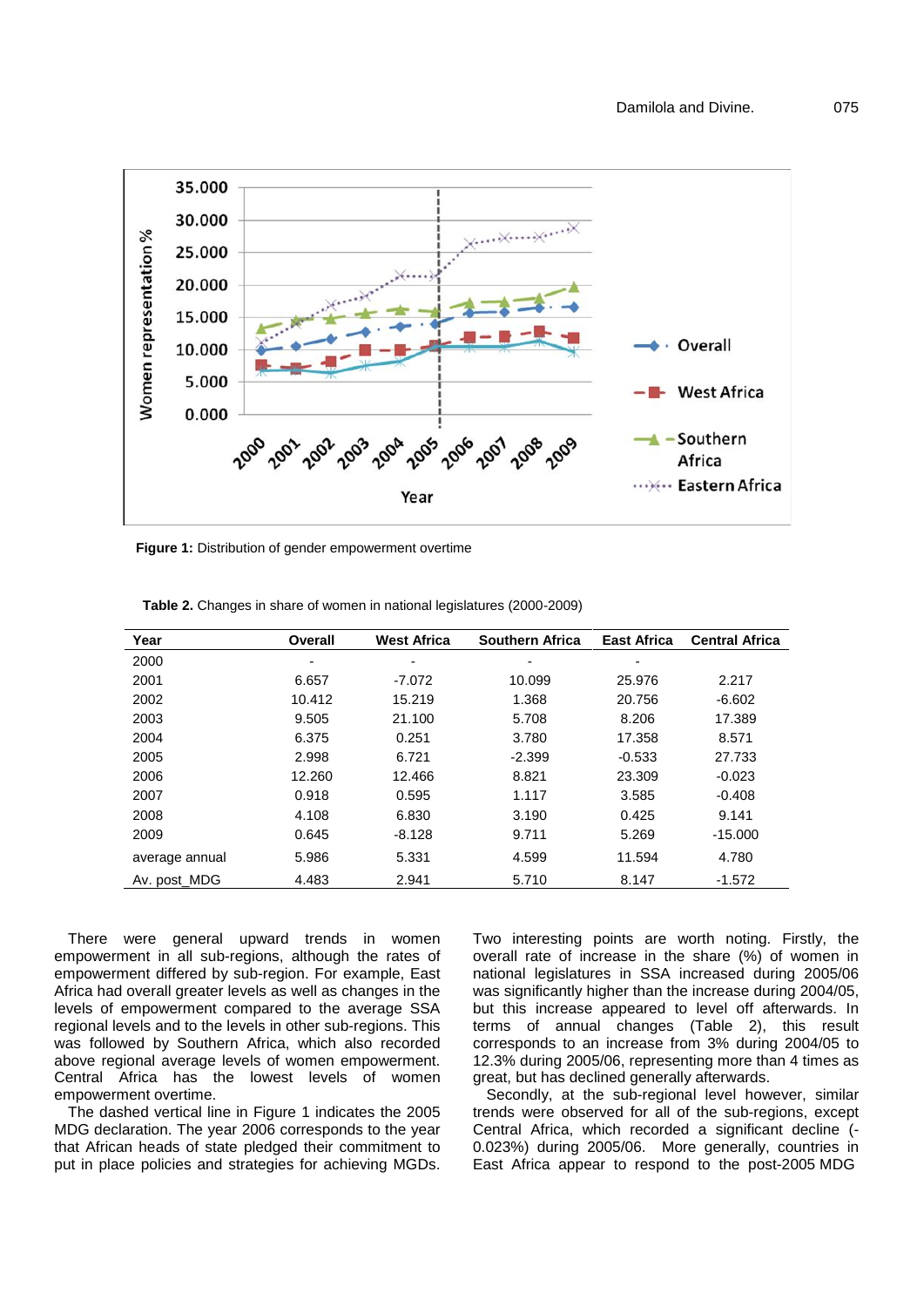**Figure 1:** Distribution of gender empowerment overtime

**Table 2.** Changes in share of women in national legislatures (2000-2009)

| Year | Overall | West Africa | Southern Africa | East Africa | Central Africa |
|---|---|---|---|---|---|
| 2000 | - | - | - | - | |
| 2001 | 6.657 | -7.072 | 10.099 | 25.976 | 2.217 |
| 2002 | 10.412 | 15.219 | 1.368 | 20.756 | -6.602 |
| 2003 | 9.505 | 21.100 | 5.708 | 8.206 | 17.389 |
| 2004 | 6.375 | 0.251 | 3.780 | 17.358 | 8.571 |
| 2005 | 2.998 | 6.721 | -2.399 | -0.533 | 27.733 |
| 2006 | 12.260 | 12.466 | 8.821 | 23.309 | -0.023 |
| 2007 | 0.918 | 0.595 | 1.117 | 3.585 | -0.408 |
| 2008 | 4.108 | 6.830 | 3.190 | 0.425 | 9.141 |
| 2009 | 0.645 | -8.128 | 9.711 | 5.269 | -15.000 |
| average annual | 5.986 | 5.331 | 4.599 | 11.594 | 4.780 |
| Av. post_MDG | 4.483 | 2.941 | 5.710 | 8.147 | -1.572 |

There were general upward trends in women empowerment in all sub-regions, although the rates of empowerment differed by sub-region. For example, East Africa had overall greater levels as well as changes in the levels of empowerment compared to the average SSA regional levels and to the levels in other sub-regions. This was followed by Southern Africa, which also recorded above regional average levels of women empowerment. Central Africa has the lowest levels of women empowerment overtime.

The dashed vertical line in Figure 1 indicates the 2005 MDG declaration. The year 2006 corresponds to the year that African heads of state pledged their commitment to put in place policies and strategies for achieving MGDs. Two interesting points are worth noting. Firstly, the overall rate of increase in the share (%) of women in national legislatures in SSA increased during 2005/06 was significantly higher than the increase during 2004/05, but this increase appeared to level off afterwards. In terms of annual changes (Table 2), this result corresponds to an increase from 3% during 2004/05 to 12.3% during 2005/06, representing more than 4 times as great, but has declined generally afterwards.

Secondly, at the sub-regional level however, similar trends were observed for all of the sub-regions, except Central Africa, which recorded a significant decline (-0.023%) during 2005/06. More generally, countries in East Africa appear to respond to the post-2005 MDG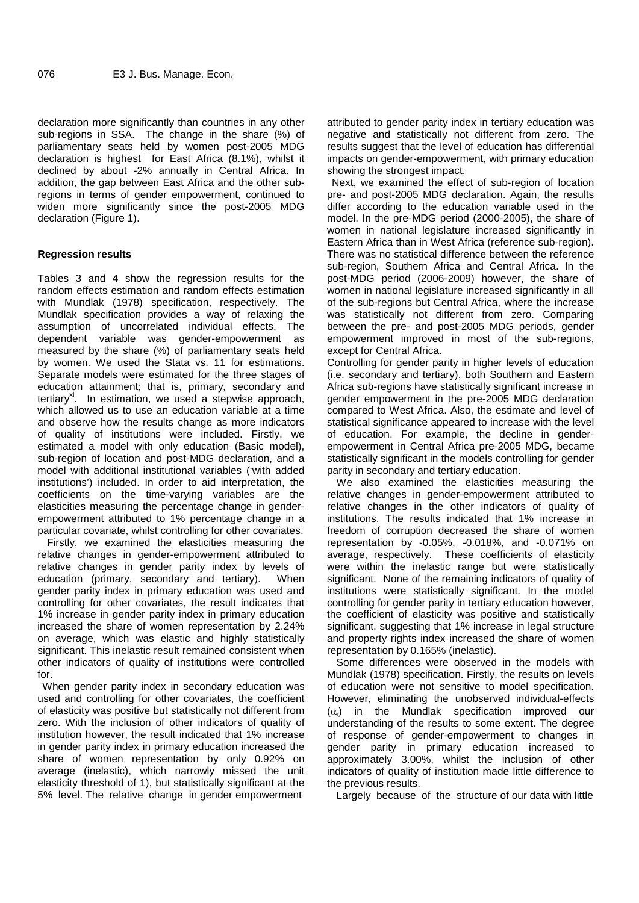declaration more significantly than countries in any other sub-regions in SSA. The change in the share (%) of parliamentary seats held by women post-2005 MDG declaration is highest for East Africa (8.1%), whilst it declined by about -2% annually in Central Africa. In addition, the gap between East Africa and the other sub-regions in terms of gender empowerment, continued to widen more significantly since the post-2005 MDG declaration (Figure 1).

## Regression results

Tables 3 and 4 show the regression results for the random effects estimation and random effects estimation with Mundlak (1978) specification, respectively. The Mundlak specification provides a way of relaxing the assumption of uncorrelated individual effects. The dependent variable was gender-empowerment as measured by the share (%) of parliamentary seats held by women. We used the Stata vs. 11 for estimations. Separate models were estimated for the three stages of education attainment; that is, primary, secondary and tertiary[xi]. In estimation, we used a stepwise approach, which allowed us to use an education variable at a time and observe how the results change as more indicators of quality of institutions were included. Firstly, we estimated a model with only education (Basic model), sub-region of location and post-MDG declaration, and a model with additional institutional variables ('with added institutions') included. In order to aid interpretation, the coefficients on the time-varying variables are the elasticities measuring the percentage change in gender-empowerment attributed to 1% percentage change in a particular covariate, whilst controlling for other covariates.

Firstly, we examined the elasticities measuring the relative changes in gender-empowerment attributed to relative changes in gender parity index by levels of education (primary, secondary and tertiary). When gender parity index in primary education was used and controlling for other covariates, the result indicates that 1% increase in gender parity index in primary education increased the share of women representation by 2.24% on average, which was elastic and highly statistically significant. This inelastic result remained consistent when other indicators of quality of institutions were controlled for.

When gender parity index in secondary education was used and controlling for other covariates, the coefficient of elasticity was positive but statistically not different from zero. With the inclusion of other indicators of quality of institution however, the result indicated that 1% increase in gender parity index in primary education increased the share of women representation by only 0.92% on average (inelastic), which narrowly missed the unit elasticity threshold of 1), but statistically significant at the 5% level. The relative change in gender empowerment attributed to gender parity index in tertiary education was negative and statistically not different from zero. The results suggest that the level of education has differential impacts on gender-empowerment, with primary education showing the strongest impact.

Next, we examined the effect of sub-region of location pre- and post-2005 MDG declaration. Again, the results differ according to the education variable used in the model. In the pre-MDG period (2000-2005), the share of women in national legislature increased significantly in Eastern Africa than in West Africa (reference sub-region). There was no statistical difference between the reference sub-region, Southern Africa and Central Africa. In the post-MDG period (2006-2009) however, the share of women in national legislature increased significantly in all of the sub-regions but Central Africa, where the increase was statistically not different from zero. Comparing between the pre- and post-2005 MDG periods, gender empowerment improved in most of the sub-regions, except for Central Africa.

Controlling for gender parity in higher levels of education (i.e. secondary and tertiary), both Southern and Eastern Africa sub-regions have statistically significant increase in gender empowerment in the pre-2005 MDG declaration compared to West Africa. Also, the estimate and level of statistical significance appeared to increase with the level of education. For example, the decline in gender-empowerment in Central Africa pre-2005 MDG, became statistically significant in the models controlling for gender parity in secondary and tertiary education.

We also examined the elasticities measuring the relative changes in gender-empowerment attributed to relative changes in the other indicators of quality of institutions. The results indicated that 1% increase in freedom of corruption decreased the share of women representation by -0.05%, -0.018%, and -0.071% on average, respectively. These coefficients of elasticity were within the inelastic range but were statistically significant. None of the remaining indicators of quality of institutions were statistically significant. In the model controlling for gender parity in tertiary education however, the coefficient of elasticity was positive and statistically significant, suggesting that 1% increase in legal structure and property rights index increased the share of women representation by 0.165% (inelastic).

Some differences were observed in the models with Mundlak (1978) specification. Firstly, the results on levels of education were not sensitive to model specification. However, eliminating the unobserved individual-effects ($\alpha_i$) in the Mundlak specification improved our understanding of the results to some extent. The degree of response of gender-empowerment to changes in gender parity in primary education increased to approximately 3.00%, whilst the inclusion of other indicators of quality of institution made little difference to the previous results.

Largely because of the structure of our data with little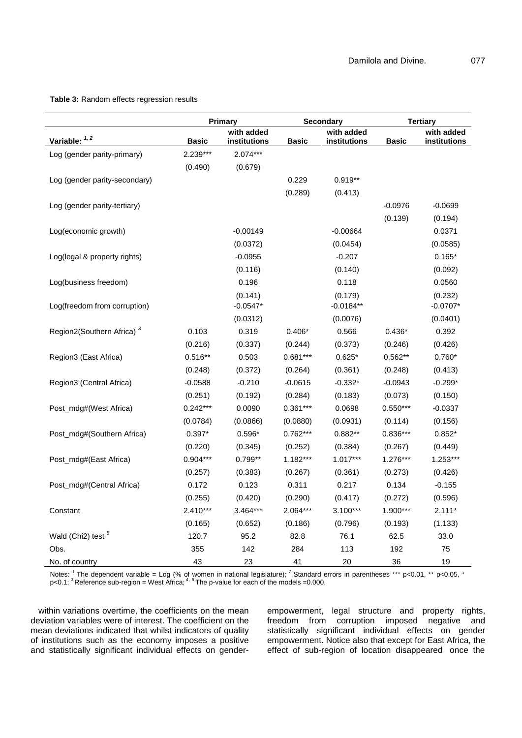**Table 3:** Random effects regression results

| Variable: [1, 2] | Primary | | Secondary | | Tertiary | |
|---|---|---|---|---|---|---|
| | Basic | with added institutions | Basic | with added institutions | Basic | with added institutions |
| Log (gender parity-primary) | 2.239*** | 2.074*** | | | | |
| | (0.490) | (0.679) | | | | |
| Log (gender parity-secondary) | | | 0.229 | 0.919** | | |
| | | | (0.289) | (0.413) | | |
| Log (gender parity-tertiary) | | | | | -0.0976 | -0.0699 |
| | | | | | (0.139) | (0.194) |
| Log(economic growth) | | -0.00149 | | -0.00664 | | 0.0371 |
| | | (0.0372) | | (0.0454) | | (0.0585) |
| Log(legal & property rights) | | -0.0955 | | -0.207 | | 0.165* |
| | | (0.116) | | (0.140) | | (0.092) |
| Log(business freedom) | | 0.196 | | 0.118 | | 0.0560 |
| | | (0.141) | | (0.179) | | (0.232) |
| Log(freedom from corruption) | | -0.0547* | | -0.0184** | | -0.0707* |
| | | (0.0312) | | (0.0076) | | (0.0401) |
| Region2(Southern Africa) [3] | 0.103 | 0.319 | 0.406* | 0.566 | 0.436* | 0.392 |
| | (0.216) | (0.337) | (0.244) | (0.373) | (0.246) | (0.426) |
| Region3 (East Africa) | 0.516** | 0.503 | 0.681*** | 0.625* | 0.562** | 0.760* |
| | (0.248) | (0.372) | (0.264) | (0.361) | (0.248) | (0.413) |
| Region3 (Central Africa) | -0.0588 | -0.210 | -0.0615 | -0.332* | -0.0943 | -0.299* |
| | (0.251) | (0.192) | (0.284) | (0.183) | (0.073) | (0.150) |
| Post_mdg#(West Africa) | 0.242*** | 0.0090 | 0.361*** | 0.0698 | 0.550*** | -0.0337 |
| | (0.0784) | (0.0866) | (0.0880) | (0.0931) | (0.114) | (0.156) |
| Post_mdg#(Southern Africa) | 0.397* | 0.596* | 0.762*** | 0.882** | 0.836*** | 0.852* |
| | (0.220) | (0.345) | (0.252) | (0.384) | (0.267) | (0.449) |
| Post_mdg#(East Africa) | 0.904*** | 0.799** | 1.182*** | 1.017*** | 1.276*** | 1.253*** |
| | (0.257) | (0.383) | (0.267) | (0.361) | (0.273) | (0.426) |
| Post_mdg#(Central Africa) | 0.172 | 0.123 | 0.311 | 0.217 | 0.134 | -0.155 |
| | (0.255) | (0.420) | (0.290) | (0.417) | (0.272) | (0.596) |
| Constant | 2.410*** | 3.464*** | 2.064*** | 3.100*** | 1.900*** | 2.111* |
| | (0.165) | (0.652) | (0.186) | (0.796) | (0.193) | (1.133) |
| Wald (Chi2) test [5] | 120.7 | 95.2 | 82.8 | 76.1 | 62.5 | 33.0 |
| Obs. | 355 | 142 | 284 | 113 | 192 | 75 |
| No. of country | 43 | 23 | 41 | 20 | 36 | 19 |

Notes: [1] The dependent variable = Log (% of women in national legislature); [2] Standard errors in parentheses *** p<0.01, ** p<0.05, * p<0.1; [3] Reference sub-region = West Africa; [4, 5] The p-value for each of the models =0.000.

within variations overtime, the coefficients on the mean deviation variables were of interest. The coefficient on the mean deviations indicated that whilst indicators of quality of institutions such as the economy imposes a positive and statistically significant individual effects on gender-empowerment, legal structure and property rights, freedom from corruption imposed negative and statistically significant individual effects on gender empowerment. Notice also that except for East Africa, the effect of sub-region of location disappeared once the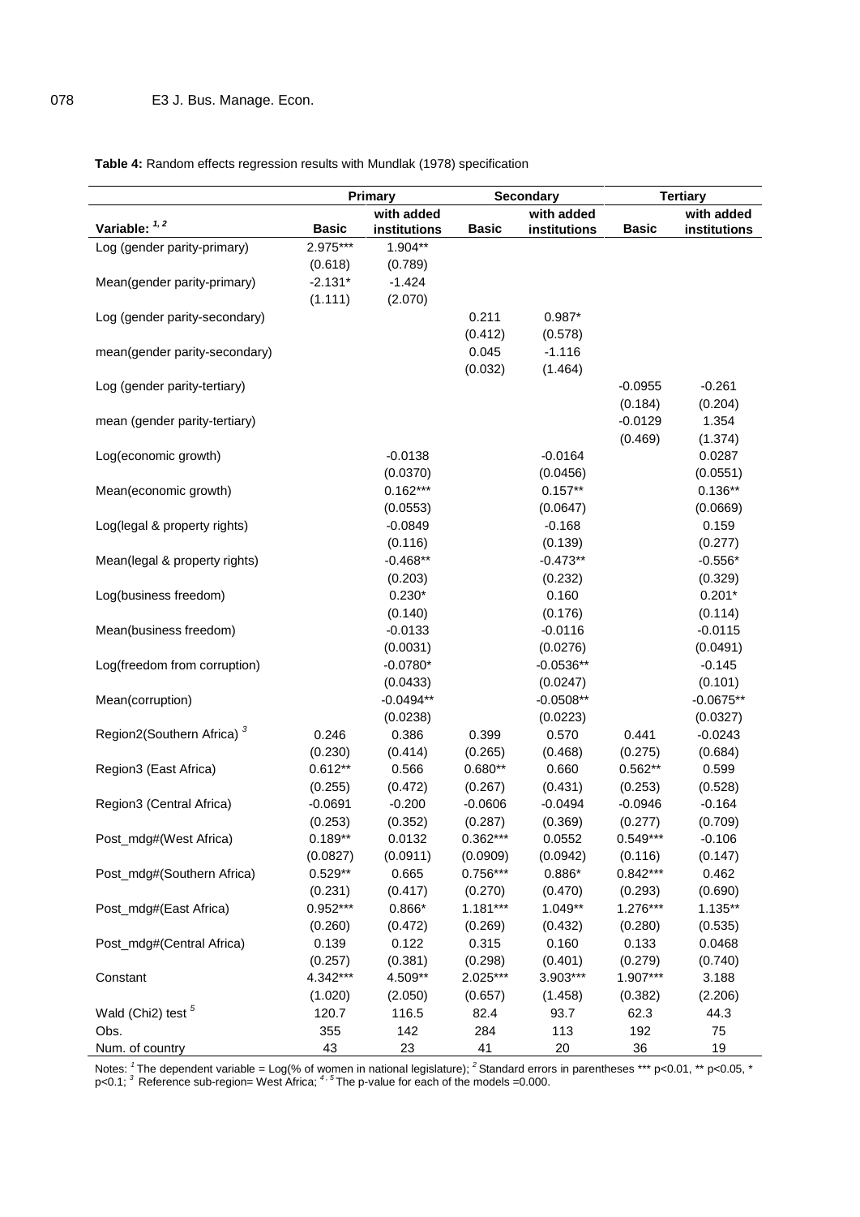**Table 4:** Random effects regression results with Mundlak (1978) specification

| Variable: [1, 2] | Primary | | Secondary | | Tertiary | |
|---|---|---|---|---|---|---|
| | Basic | with added institutions | Basic | with added institutions | Basic | with added institutions |
| Log (gender parity-primary) | 2.975*** | 1.904** | | | | |
| | (0.618) | (0.789) | | | | |
| Mean(gender parity-primary) | -2.131* | -1.424 | | | | |
| | (1.111) | (2.070) | | | | |
| Log (gender parity-secondary) | | | 0.211 | 0.987* | | |
| | | | (0.412) | (0.578) | | |
| mean(gender parity-secondary) | | | 0.045 | -1.116 | | |
| | | | (0.032) | (1.464) | | |
| Log (gender parity-tertiary) | | | | | -0.0955 | -0.261 |
| | | | | | (0.184) | (0.204) |
| mean (gender parity-tertiary) | | | | | -0.0129 | 1.354 |
| | | | | | (0.469) | (1.374) |
| Log(economic growth) | | -0.0138 | | -0.0164 | | 0.0287 |
| | | (0.0370) | | (0.0456) | | (0.0551) |
| Mean(economic growth) | | 0.162*** | | 0.157** | | 0.136** |
| | | (0.0553) | | (0.0647) | | (0.0669) |
| Log(legal & property rights) | | -0.0849 | | -0.168 | | 0.159 |
| | | (0.116) | | (0.139) | | (0.277) |
| Mean(legal & property rights) | | -0.468** | | -0.473** | | -0.556* |
| | | (0.203) | | (0.232) | | (0.329) |
| Log(business freedom) | | 0.230* | | 0.160 | | 0.201* |
| | | (0.140) | | (0.176) | | (0.114) |
| Mean(business freedom) | | -0.0133 | | -0.0116 | | -0.0115 |
| | | (0.0031) | | (0.0276) | | (0.0491) |
| Log(freedom from corruption) | | -0.0780* | | -0.0536** | | -0.145 |
| | | (0.0433) | | (0.0247) | | (0.101) |
| Mean(corruption) | | -0.0494** | | -0.0508** | | -0.0675** |
| | | (0.0238) | | (0.0223) | | (0.0327) |
| Region2(Southern Africa) [3] | 0.246 | 0.386 | 0.399 | 0.570 | 0.441 | -0.0243 |
| | (0.230) | (0.414) | (0.265) | (0.468) | (0.275) | (0.684) |
| Region3 (East Africa) | 0.612** | 0.566 | 0.680** | 0.660 | 0.562** | 0.599 |
| | (0.255) | (0.472) | (0.267) | (0.431) | (0.253) | (0.528) |
| Region3 (Central Africa) | -0.0691 | -0.200 | -0.0606 | -0.0494 | -0.0946 | -0.164 |
| | (0.253) | (0.352) | (0.287) | (0.369) | (0.277) | (0.709) |
| Post_mdg#(West Africa) | 0.189** | 0.0132 | 0.362*** | 0.0552 | 0.549*** | -0.106 |
| | (0.0827) | (0.0911) | (0.0909) | (0.0942) | (0.116) | (0.147) |
| Post_mdg#(Southern Africa) | 0.529** | 0.665 | 0.756*** | 0.886* | 0.842*** | 0.462 |
| | (0.231) | (0.417) | (0.270) | (0.470) | (0.293) | (0.690) |
| Post_mdg#(East Africa) | 0.952*** | 0.866* | 1.181*** | 1.049** | 1.276*** | 1.135** |
| | (0.260) | (0.472) | (0.269) | (0.432) | (0.280) | (0.535) |
| Post_mdg#(Central Africa) | 0.139 | 0.122 | 0.315 | 0.160 | 0.133 | 0.0468 |
| | (0.257) | (0.381) | (0.298) | (0.401) | (0.279) | (0.740) |
| Constant | 4.342*** | 4.509** | 2.025*** | 3.903*** | 1.907*** | 3.188 |
| | (1.020) | (2.050) | (0.657) | (1.458) | (0.382) | (2.206) |
| Wald (Chi2) test [5] | 120.7 | 116.5 | 82.4 | 93.7 | 62.3 | 44.3 |
| Obs. | 355 | 142 | 284 | 113 | 192 | 75 |
| Num. of country | 43 | 23 | 41 | 20 | 36 | 19 |

Notes: [1] The dependent variable = Log(% of women in national legislature); [2] Standard errors in parentheses *** p<0.01, ** p<0.05, * p<0.1; [3] Reference sub-region= West Africa; [4, 5] The p-value for each of the models =0.000.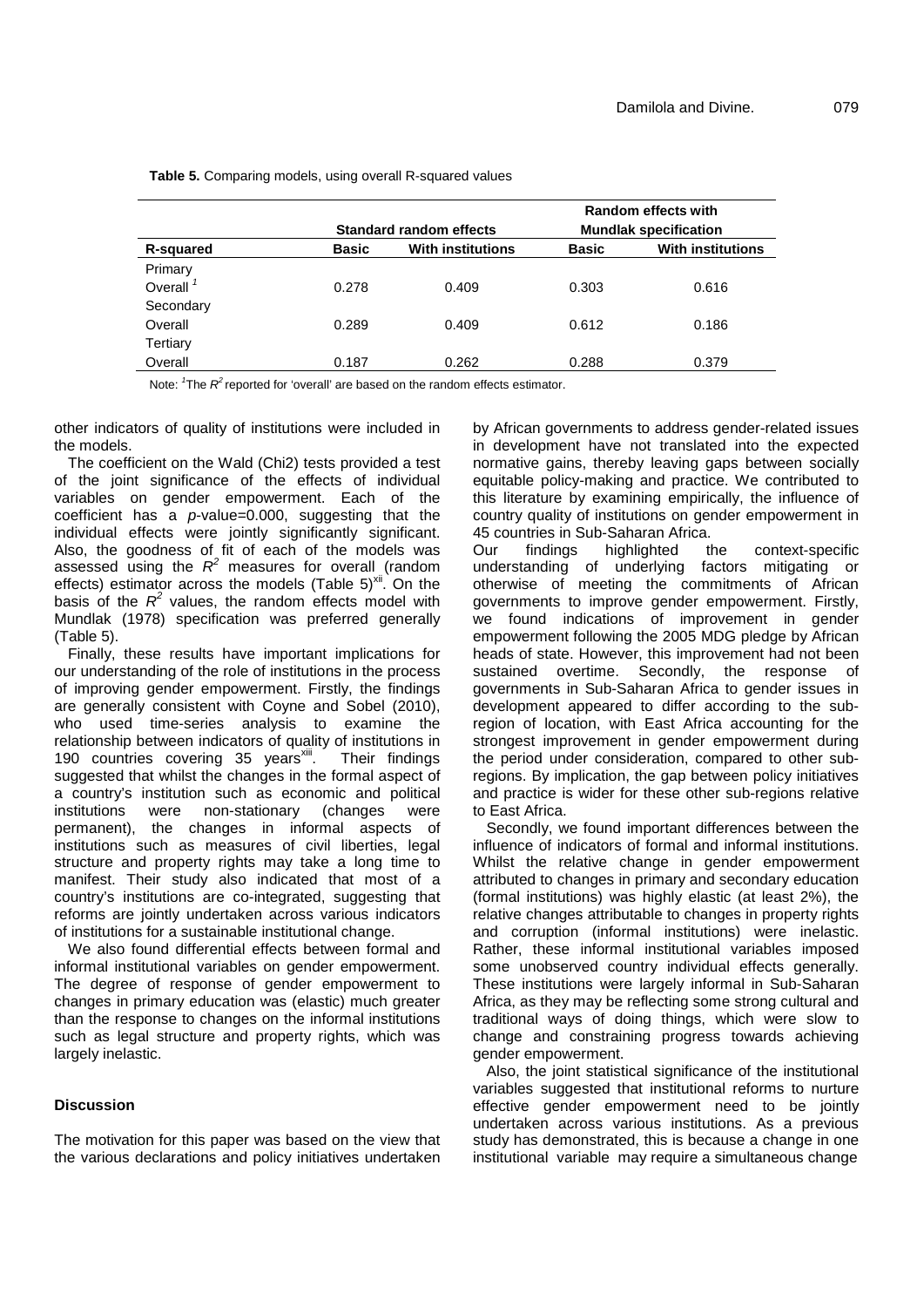**Table 5.** Comparing models, using overall R-squared values

| | Standard random effects | | Random effects with Mundlak specification | |
|---|---|---|---|---|
| **R-squared** | **Basic** | **With institutions** | **Basic** | **With institutions** |
| Primary | | | | |
| Overall [1] | 0.278 | 0.409 | 0.303 | 0.616 |
| Secondary | | | | |
| Overall | 0.289 | 0.409 | 0.612 | 0.186 |
| Tertiary | | | | |
| Overall | 0.187 | 0.262 | 0.288 | 0.379 |

Note: [1]The $R^2$ reported for 'overall' are based on the random effects estimator.

other indicators of quality of institutions were included in the models.

The coefficient on the Wald (Chi2) tests provided a test of the joint significance of the effects of individual variables on gender empowerment. Each of the coefficient has a $p$-value=0.000, suggesting that the individual effects were jointly statistically significant. Also, the goodness of fit of each of the models was assessed using the $R^2$ measures for overall (random effects) estimator across the models (Table 5)[xii]. On the basis of the $R^2$ values, the random effects model with Mundlak (1978) specification was preferred generally (Table 5).

Finally, these results have important implications for our understanding of the role of institutions in the process of improving gender empowerment. Firstly, the findings are generally consistent with Coyne and Sobel (2010), who used time-series analysis to examine the relationship between indicators of quality of institutions in 190 countries covering 35 years[xiii]. Their findings suggested that whilst the changes in the formal aspect of a country's institution such as economic and political institutions were non-stationary (changes were permanent), the changes in informal aspects of institutions such as measures of civil liberties, legal structure and property rights may take a long time to manifest. Their study also indicated that most of a country's institutions are co-integrated, suggesting that reforms are jointly undertaken across various indicators of institutions for a sustainable institutional change.

We also found differential effects between formal and informal institutional variables on gender empowerment. The degree of response of gender empowerment to changes in primary education was (elastic) much greater than the response to changes on the informal institutions such as legal structure and property rights, which was largely inelastic.

## Discussion

The motivation for this paper was based on the view that the various declarations and policy initiatives undertaken by African governments to address gender-related issues in development have not translated into the expected normative gains, thereby leaving gaps between socially equitable policy-making and practice. We contributed to this literature by examining empirically, the influence of country quality of institutions on gender empowerment in 45 countries in Sub-Saharan Africa.

Our findings highlighted the context-specific understanding of underlying factors mitigating or otherwise of meeting the commitments of African governments to improve gender empowerment. Firstly, we found indications of improvement in gender empowerment following the 2005 MDG pledge by African heads of state. However, this improvement had not been sustained overtime. Secondly, the response of governments in Sub-Saharan Africa to gender issues in development appeared to differ according to the sub-region of location, with East Africa accounting for the strongest improvement in gender empowerment during the period under consideration, compared to other sub-regions. By implication, the gap between policy initiatives and practice is wider for these other sub-regions relative to East Africa.

Secondly, we found important differences between the influence of indicators of formal and informal institutions. Whilst the relative change in gender empowerment attributed to changes in primary and secondary education (formal institutions) was highly elastic (at least 2%), the relative changes attributable to changes in property rights and corruption (informal institutions) were inelastic. Rather, these informal institutional variables imposed some unobserved country individual effects generally. These institutions were largely informal in Sub-Saharan Africa, as they may be reflecting some strong cultural and traditional ways of doing things, which were slow to change and constraining progress towards achieving gender empowerment.

Also, the joint statistical significance of the institutional variables suggested that institutional reforms to nurture effective gender empowerment need to be jointly undertaken across various institutions. As a previous study has demonstrated, this is because a change in one institutional variable may require a simultaneous change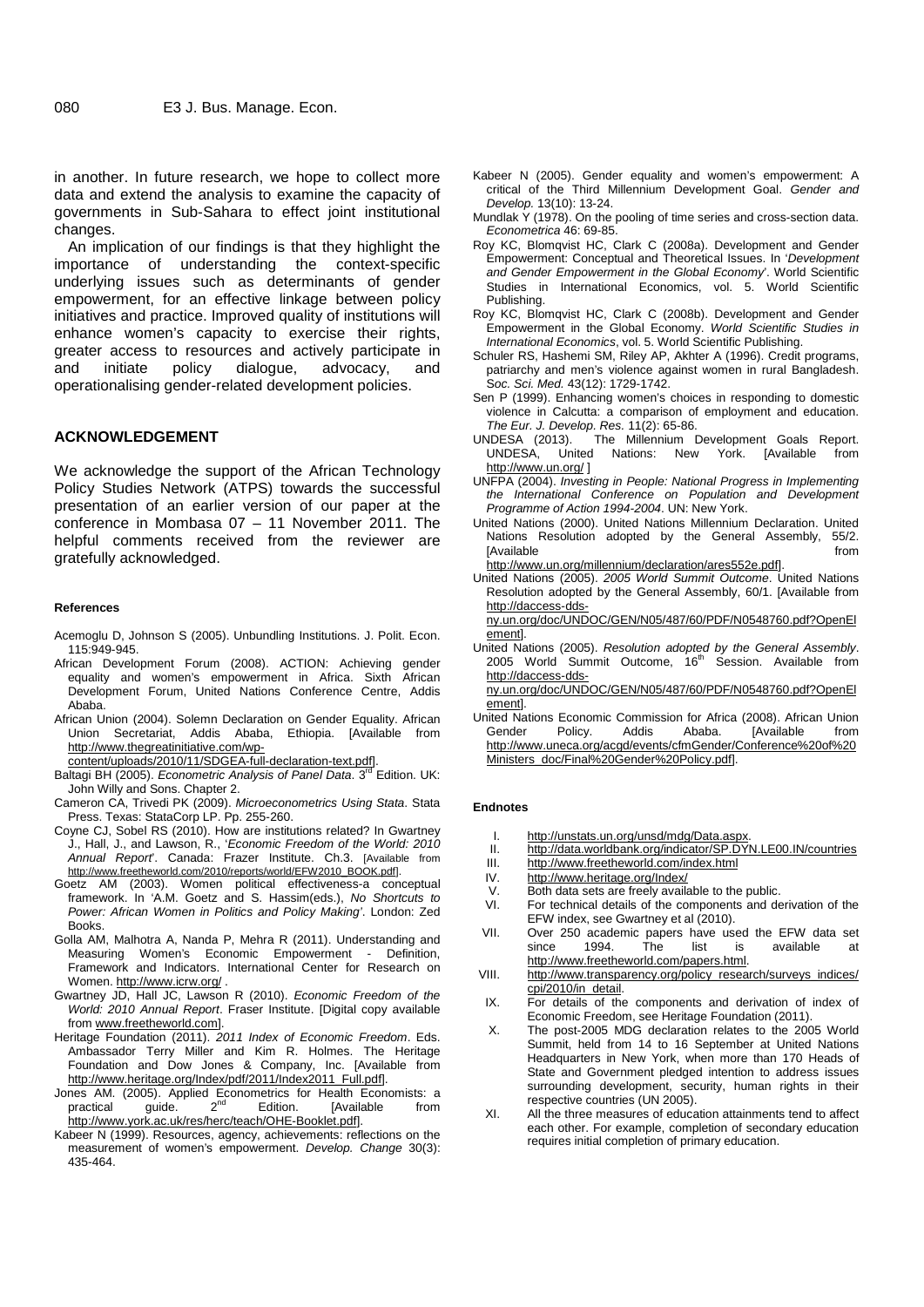in another. In future research, we hope to collect more data and extend the analysis to examine the capacity of governments in Sub-Sahara to effect joint institutional changes.

An implication of our findings is that they highlight the importance of understanding the context-specific underlying issues such as determinants of gender empowerment, for an effective linkage between policy initiatives and practice. Improved quality of institutions will enhance women's capacity to exercise their rights, greater access to resources and actively participate in and initiate policy dialogue, advocacy, and operationalising gender-related development policies.

## ACKNOWLEDGEMENT

We acknowledge the support of the African Technology Policy Studies Network (ATPS) towards the successful presentation of an earlier version of our paper at the conference in Mombasa 07 – 11 November 2011. The helpful comments received from the reviewer are gratefully acknowledged.

### References

Acemoglu D, Johnson S (2005). Unbundling Institutions. J. Polit. Econ. 115:949-945.

African Development Forum (2008). ACTION: Achieving gender equality and women's empowerment in Africa. Sixth African Development Forum, United Nations Conference Centre, Addis Ababa.

African Union (2004). Solemn Declaration on Gender Equality. African Union Secretariat, Addis Ababa, Ethiopia. [Available from http://www.thegreatinitiative.com/wp-content/uploads/2010/11/SDGEA-full-declaration-text.pdf].

Baltagi BH (2005). *Econometric Analysis of Panel Data*. 3rd Edition. UK: John Willy and Sons. Chapter 2.

Cameron CA, Trivedi PK (2009). *Microeconometrics Using Stata*. Stata Press. Texas: StataCorp LP. Pp. 255-260.

Coyne CJ, Sobel RS (2010). How are institutions related? In Gwartney J., Hall, J., and Lawson, R., '*Economic Freedom of the World: 2010 Annual Report*'. Canada: Frazer Institute. Ch.3. [Available from http://www.freetheworld.com/2010/reports/world/EFW2010_BOOK.pdf].

Goetz AM (2003). Women political effectiveness-a conceptual framework. In 'A.M. Goetz and S. Hassim(eds.), *No Shortcuts to Power: African Women in Politics and Policy Making*'. London: Zed Books.

Golla AM, Malhotra A, Nanda P, Mehra R (2011). Understanding and Measuring Women's Economic Empowerment - Definition, Framework and Indicators. International Center for Research on Women. http://www.icrw.org/ .

Gwartney JD, Hall JC, Lawson R (2010). *Economic Freedom of the World: 2010 Annual Report*. Fraser Institute. [Digital copy available from www.freetheworld.com].

Heritage Foundation (2011). *2011 Index of Economic Freedom*. Eds. Ambassador Terry Miller and Kim R. Holmes. The Heritage Foundation and Dow Jones & Company, Inc. [Available from http://www.heritage.org/Index/pdf/2011/Index2011_Full.pdf].

Jones AM. (2005). Applied Econometrics for Health Economists: a practical guide. 2nd Edition. [Available from http://www.york.ac.uk/res/herc/teach/OHE-Booklet.pdf].

Kabeer N (1999). Resources, agency, achievements: reflections on the measurement of women's empowerment. *Develop. Change* 30(3): 435-464.

Kabeer N (2005). Gender equality and women's empowerment: A critical of the Third Millennium Development Goal. *Gender and Develop.* 13(10): 13-24.

Mundlak Y (1978). On the pooling of time series and cross-section data. *Econometrica* 46: 69-85.

Roy KC, Blomqvist HC, Clark C (2008a). Development and Gender Empowerment: Conceptual and Theoretical Issues. In '*Development and Gender Empowerment in the Global Economy*'. World Scientific Studies in International Economics, vol. 5. World Scientific Publishing.

Roy KC, Blomqvist HC, Clark C (2008b). Development and Gender Empowerment in the Global Economy. *World Scientific Studies in International Economics*, vol. 5. World Scientific Publishing.

Schuler RS, Hashemi SM, Riley AP, Akhter A (1996). Credit programs, patriarchy and men's violence against women in rural Bangladesh. *Soc. Sci. Med.* 43(12): 1729-1742.

Sen P (1999). Enhancing women's choices in responding to domestic violence in Calcutta: a comparison of employment and education. *The Eur. J. Develop. Res.* 11(2): 65-86.

UNDESA (2013). The Millennium Development Goals Report. UNDESA, United Nations: New York. [Available from http://www.un.org/ ]

UNFPA (2004). *Investing in People: National Progress in Implementing the International Conference on Population and Development Programme of Action 1994-2004*. UN: New York.

United Nations (2000). United Nations Millennium Declaration. United Nations Resolution adopted by the General Assembly, 55/2. [Available from http://www.un.org/millennium/declaration/ares552e.pdf].

United Nations (2005). *2005 World Summit Outcome*. United Nations Resolution adopted by the General Assembly, 60/1. [Available from http://daccess-dds-ny.un.org/doc/UNDOC/GEN/N05/487/60/PDF/N0548760.pdf?OpenElement].

United Nations (2005). *Resolution adopted by the General Assembly*. 2005 World Summit Outcome, 16th Session. Available from http://daccess-dds-ny.un.org/doc/UNDOC/GEN/N05/487/60/PDF/N0548760.pdf?OpenElement].

United Nations Economic Commission for Africa (2008). African Union Gender Policy. Addis Ababa. [Available from http://www.uneca.org/acgd/events/cfmGender/Conference%20of%20Ministers_doc/Final%20Gender%20Policy.pdf].

### Endnotes

I. http://unstats.un.org/unsd/mdg/Data.aspx.
II. http://data.worldbank.org/indicator/SP.DYN.LE00.IN/countries
III. http://www.freetheworld.com/index.html
IV. http://www.heritage.org/Index/
V. Both data sets are freely available to the public.
VI. For technical details of the components and derivation of the EFW index, see Gwartney et al (2010).
VII. Over 250 academic papers have used the EFW data set since 1994. The list is available at http://www.freetheworld.com/papers.html.
VIII. http://www.transparency.org/policy_research/surveys_indices/cpi/2010/in_detail.
IX. For details of the components and derivation of index of Economic Freedom, see Heritage Foundation (2011).
X. The post-2005 MDG declaration relates to the 2005 World Summit, held from 14 to 16 September at United Nations Headquarters in New York, when more than 170 Heads of State and Government pledged intention to address issues surrounding development, security, human rights in their respective countries (UN 2005).
XI. All the three measures of education attainments tend to affect each other. For example, completion of secondary education requires initial completion of primary education.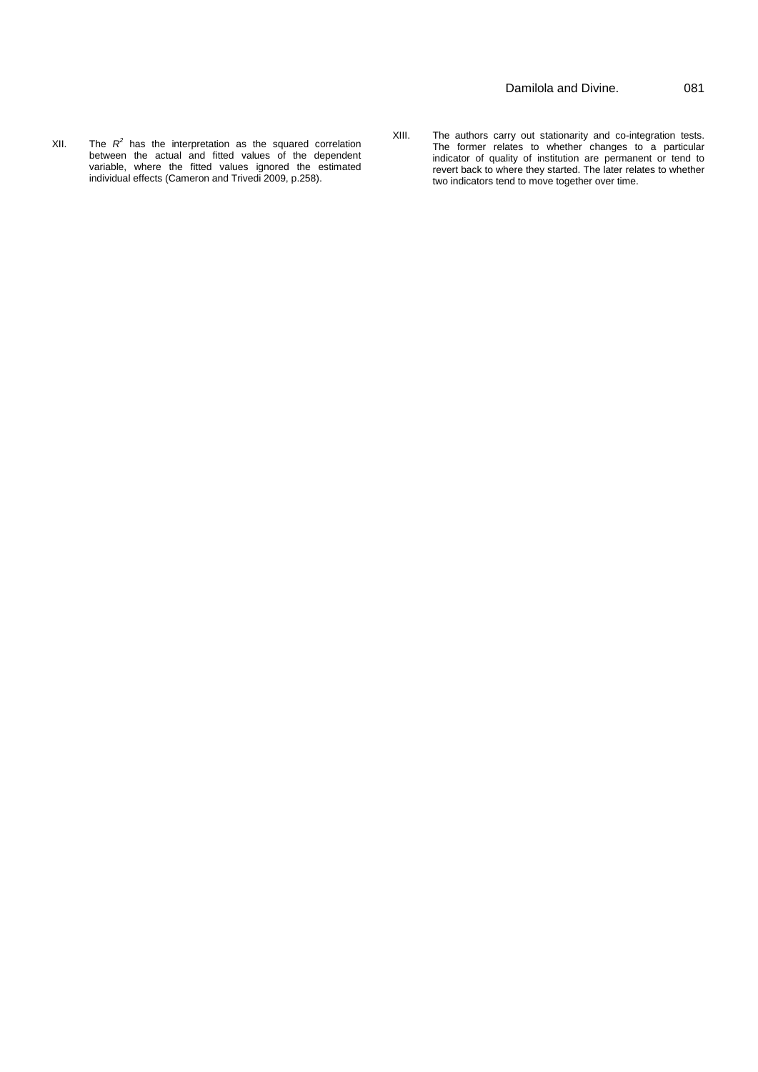XII. The $R^2$ has the interpretation as the squared correlation between the actual and fitted values of the dependent variable, where the fitted values ignored the estimated individual effects (Cameron and Trivedi 2009, p.258).

XIII. The authors carry out stationarity and co-integration tests. The former relates to whether changes to a particular indicator of quality of institution are permanent or tend to revert back to where they started. The later relates to whether two indicators tend to move together over time.